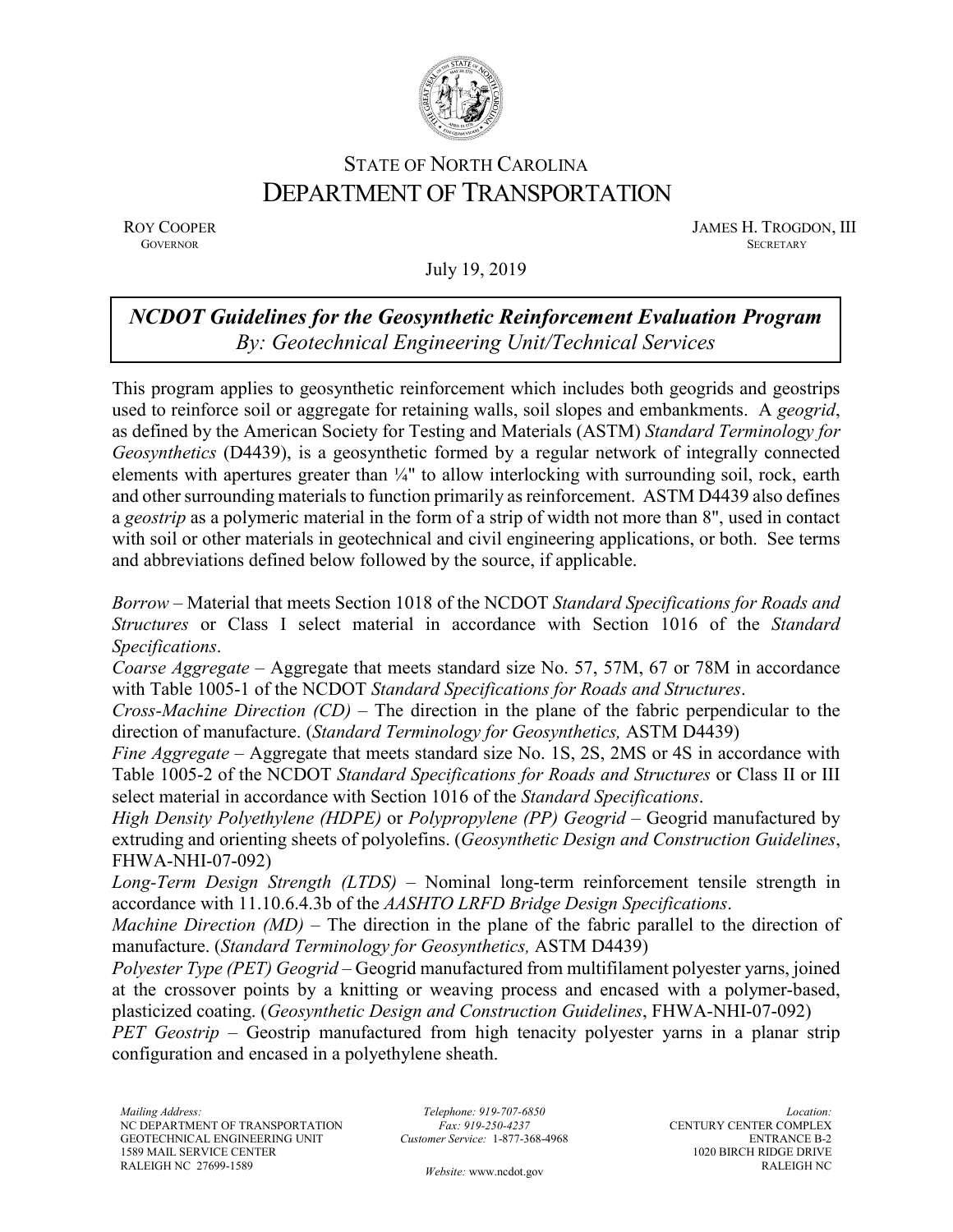STATE OF NORTH CAROLINA
DEPARTMENT OF TRANSPORTATION

ROY COOPER
GOVERNOR

JAMES H. TROGDON, III
SECRETARY

July 19, 2019

***NCDOT Guidelines for the Geosynthetic Reinforcement Evaluation Program***
*By: Geotechnical Engineering Unit/Technical Services*

This program applies to geosynthetic reinforcement which includes both geogrids and geostrips used to reinforce soil or aggregate for retaining walls, soil slopes and embankments. A *geogrid*, as defined by the American Society for Testing and Materials (ASTM) *Standard Terminology for Geosynthetics* (D4439), is a geosynthetic formed by a regular network of integrally connected elements with apertures greater than ¼" to allow interlocking with surrounding soil, rock, earth and other surrounding materials to function primarily as reinforcement. ASTM D4439 also defines a *geostrip* as a polymeric material in the form of a strip of width not more than 8", used in contact with soil or other materials in geotechnical and civil engineering applications, or both. See terms and abbreviations defined below followed by the source, if applicable.

*Borrow* – Material that meets Section 1018 of the NCDOT *Standard Specifications for Roads and Structures* or Class I select material in accordance with Section 1016 of the *Standard Specifications*.
*Coarse Aggregate* – Aggregate that meets standard size No. 57, 57M, 67 or 78M in accordance with Table 1005-1 of the NCDOT *Standard Specifications for Roads and Structures*.
*Cross-Machine Direction (CD)* – The direction in the plane of the fabric perpendicular to the direction of manufacture. (*Standard Terminology for Geosynthetics,* ASTM D4439)
*Fine Aggregate* – Aggregate that meets standard size No. 1S, 2S, 2MS or 4S in accordance with Table 1005-2 of the NCDOT *Standard Specifications for Roads and Structures* or Class II or III select material in accordance with Section 1016 of the *Standard Specifications*.
*High Density Polyethylene (HDPE)* or *Polypropylene (PP) Geogrid* – Geogrid manufactured by extruding and orienting sheets of polyolefins. (*Geosynthetic Design and Construction Guidelines*, FHWA-NHI-07-092)
*Long-Term Design Strength (LTDS)* – Nominal long-term reinforcement tensile strength in accordance with 11.10.6.4.3b of the *AASHTO LRFD Bridge Design Specifications*.
*Machine Direction (MD)* – The direction in the plane of the fabric parallel to the direction of manufacture. (*Standard Terminology for Geosynthetics,* ASTM D4439)
*Polyester Type (PET) Geogrid* – Geogrid manufactured from multifilament polyester yarns, joined at the crossover points by a knitting or weaving process and encased with a polymer-based, plasticized coating. (*Geosynthetic Design and Construction Guidelines*, FHWA-NHI-07-092)
*PET Geostrip* – Geostrip manufactured from high tenacity polyester yarns in a planar strip configuration and encased in a polyethylene sheath.

*Mailing Address:*
NC DEPARTMENT OF TRANSPORTATION
GEOTECHNICAL ENGINEERING UNIT
1589 MAIL SERVICE CENTER
RALEIGH NC 27699-1589

*Telephone: 919-707-6850*
*Fax: 919-250-4237*
*Customer Service:* 1-877-368-4968

*Website:* www.ncdot.gov

*Location:*
CENTURY CENTER COMPLEX
ENTRANCE B-2
1020 BIRCH RIDGE DRIVE
RALEIGH NC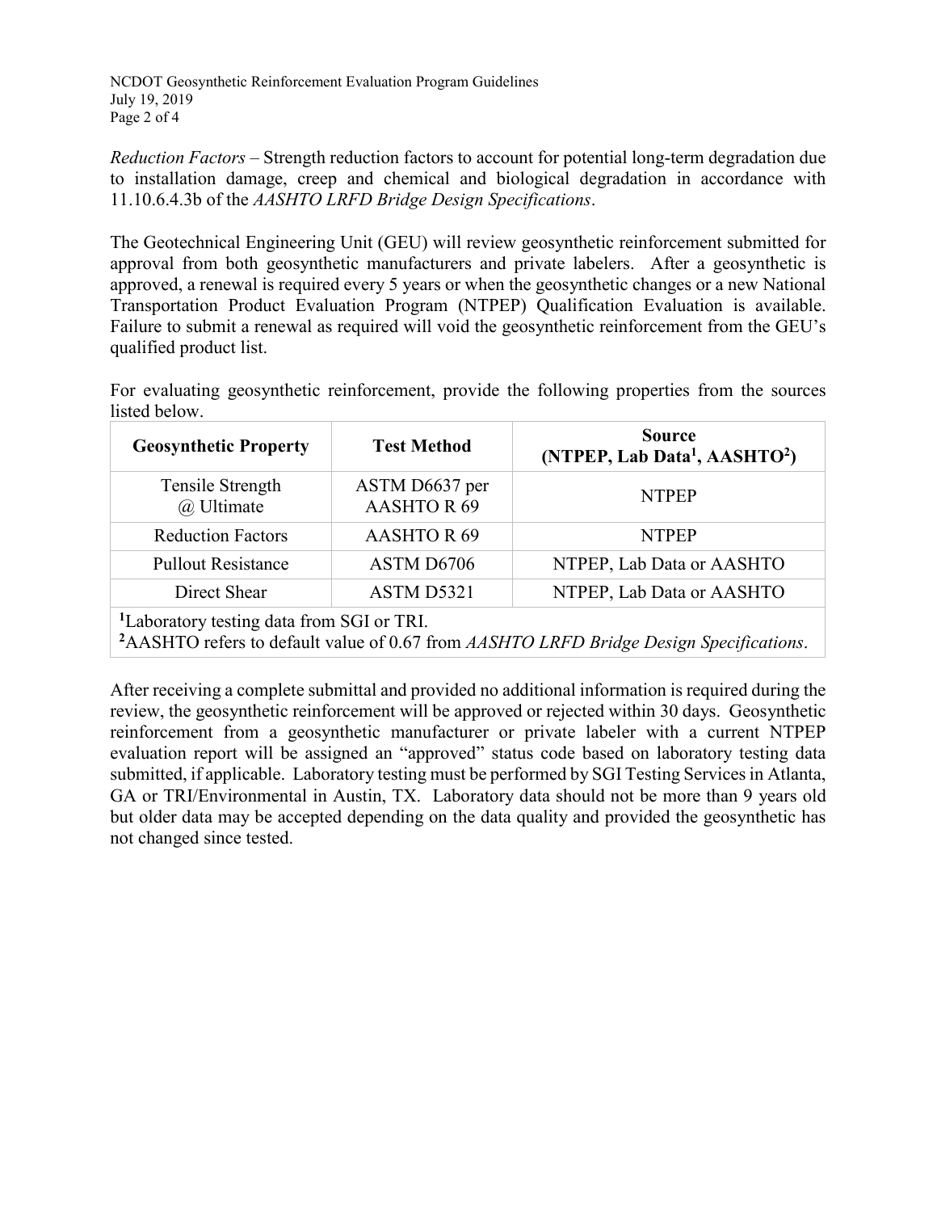*Reduction Factors* – Strength reduction factors to account for potential long-term degradation due to installation damage, creep and chemical and biological degradation in accordance with 11.10.6.4.3b of the *AASHTO LRFD Bridge Design Specifications*.

The Geotechnical Engineering Unit (GEU) will review geosynthetic reinforcement submitted for approval from both geosynthetic manufacturers and private labelers. After a geosynthetic is approved, a renewal is required every 5 years or when the geosynthetic changes or a new National Transportation Product Evaluation Program (NTPEP) Qualification Evaluation is available. Failure to submit a renewal as required will void the geosynthetic reinforcement from the GEU's qualified product list.

For evaluating geosynthetic reinforcement, provide the following properties from the sources listed below.

| **Geosynthetic Property** | **Test Method** | **Source (NTPEP, Lab Data[1], AASHTO[2])** |
|---|---|---|
| Tensile Strength @ Ultimate | ASTM D6637 per AASHTO R 69 | NTPEP |
| Reduction Factors | AASHTO R 69 | NTPEP |
| Pullout Resistance | ASTM D6706 | NTPEP, Lab Data or AASHTO |
| Direct Shear | ASTM D5321 | NTPEP, Lab Data or AASHTO |

[1]Laboratory testing data from SGI or TRI.
[2]AASHTO refers to default value of 0.67 from *AASHTO LRFD Bridge Design Specifications*.

After receiving a complete submittal and provided no additional information is required during the review, the geosynthetic reinforcement will be approved or rejected within 30 days. Geosynthetic reinforcement from a geosynthetic manufacturer or private labeler with a current NTPEP evaluation report will be assigned an "approved" status code based on laboratory testing data submitted, if applicable. Laboratory testing must be performed by SGI Testing Services in Atlanta, GA or TRI/Environmental in Austin, TX. Laboratory data should not be more than 9 years old but older data may be accepted depending on the data quality and provided the geosynthetic has not changed since tested.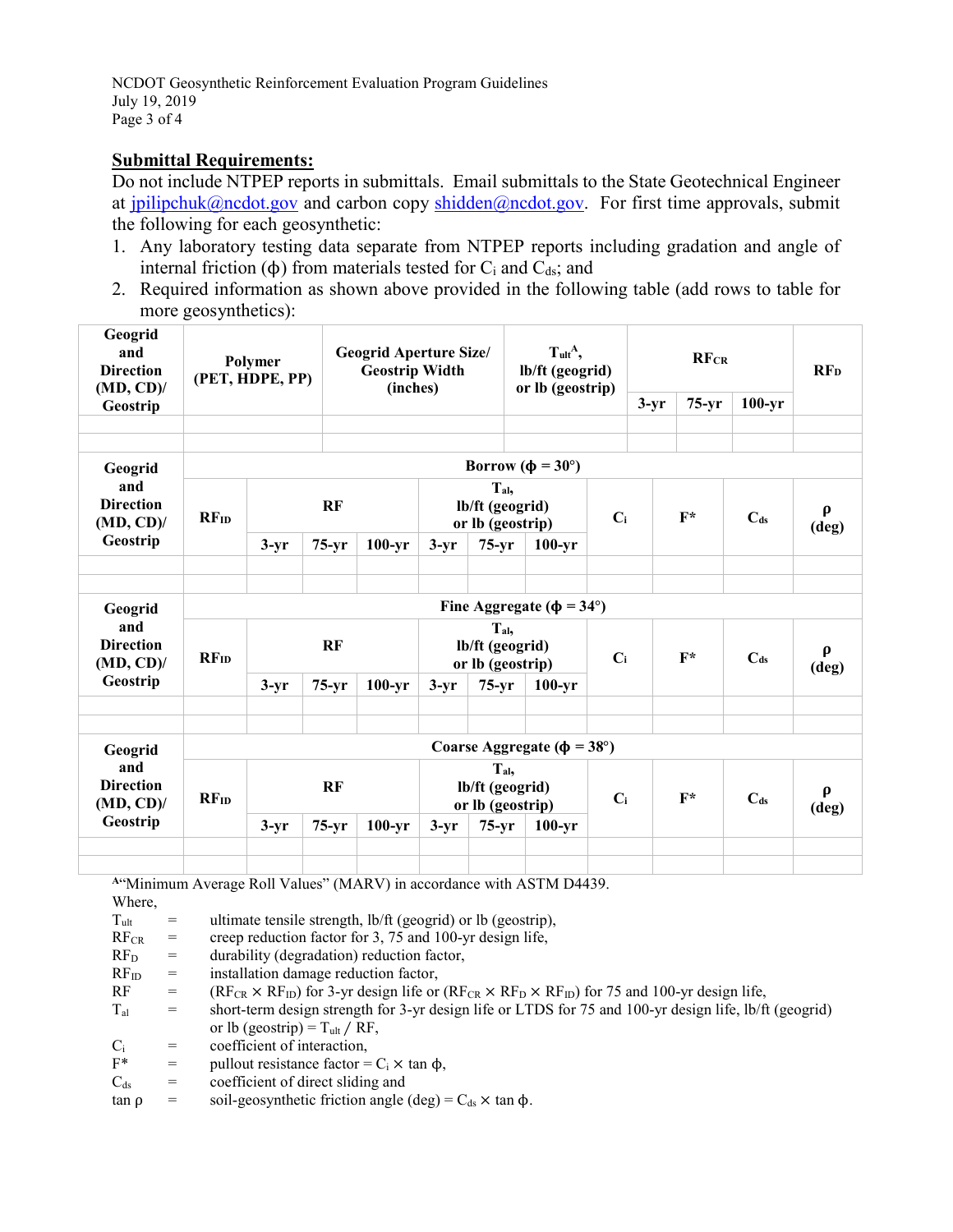**Submittal Requirements:**

Do not include NTPEP reports in submittals. Email submittals to the State Geotechnical Engineer at jpilipchuk@ncdot.gov and carbon copy shidden@ncdot.gov. For first time approvals, submit the following for each geosynthetic:

1. Any laboratory testing data separate from NTPEP reports including gradation and angle of internal friction (ϕ) from materials tested for $C_i$ and $C_{ds}$; and
2. Required information as shown above provided in the following table (add rows to table for more geosynthetics):

| Geogrid and Direction (MD, CD)/ Geostrip | Polymer (PET, HDPE, PP) | Geogrid Aperture Size/ Geostrip Width (inches) | $T_{ult}$[A], lb/ft (geogrid) or lb (geostrip) | $RF_{CR}$ | | | $RF_D$ |
|---|---|---|---|---|---|---|---|
| | | | | 3-yr | 75-yr | 100-yr | |
| | | | | | | | |
| | | | | | | | |

| Geogrid and Direction (MD, CD)/ Geostrip | Borrow ($\phi$ = 30°) | | | | | | | | | | |
|---|---|---|---|---|---|---|---|---|---|---|---|
| | $RF_{ID}$ | RF | | | $T_{al}$, lb/ft (geogrid) or lb (geostrip) | | | $C_i$ | F* | $C_{ds}$ | ρ (deg) |
| | | 3-yr | 75-yr | 100-yr | 3-yr | 75-yr | 100-yr | | | | |
| | | | | | | | | | | | |
| | | | | | | | | | | | |

| Geogrid and Direction (MD, CD)/ Geostrip | Fine Aggregate ($\phi$ = 34°) | | | | | | | | | | |
|---|---|---|---|---|---|---|---|---|---|---|---|
| | $RF_{ID}$ | RF | | | $T_{al}$, lb/ft (geogrid) or lb (geostrip) | | | $C_i$ | F* | $C_{ds}$ | ρ (deg) |
| | | 3-yr | 75-yr | 100-yr | 3-yr | 75-yr | 100-yr | | | | |
| | | | | | | | | | | | |
| | | | | | | | | | | | |

| Geogrid and Direction (MD, CD)/ Geostrip | Coarse Aggregate ($\phi$ = 38°) | | | | | | | | | | |
|---|---|---|---|---|---|---|---|---|---|---|---|
| | $RF_{ID}$ | RF | | | $T_{al}$, lb/ft (geogrid) or lb (geostrip) | | | $C_i$ | F* | $C_{ds}$ | ρ (deg) |
| | | 3-yr | 75-yr | 100-yr | 3-yr | 75-yr | 100-yr | | | | |
| | | | | | | | | | | | |
| | | | | | | | | | | | |

[A]"Minimum Average Roll Values" (MARV) in accordance with ASTM D4439.

Where,

| | | |
|---|---|---|
| $T_{ult}$ | = | ultimate tensile strength, lb/ft (geogrid) or lb (geostrip), |
| $RF_{CR}$ | = | creep reduction factor for 3, 75 and 100-yr design life, |
| $RF_D$ | = | durability (degradation) reduction factor, |
| $RF_{ID}$ | = | installation damage reduction factor, |
| RF | = | ($RF_{CR} \times RF_{ID}$) for 3-yr design life or ($RF_{CR} \times RF_D \times RF_{ID}$) for 75 and 100-yr design life, |
| $T_{al}$ | = | short-term design strength for 3-yr design life or LTDS for 75 and 100-yr design life, lb/ft (geogrid) or lb (geostrip) = $T_{ult}$ / RF, |
| $C_i$ | = | coefficient of interaction, |
| F* | = | pullout resistance factor = $C_i \times \tan \phi$, |
| $C_{ds}$ | = | coefficient of direct sliding and |
| tan ρ | = | soil-geosynthetic friction angle (deg) = $C_{ds} \times \tan \phi$. |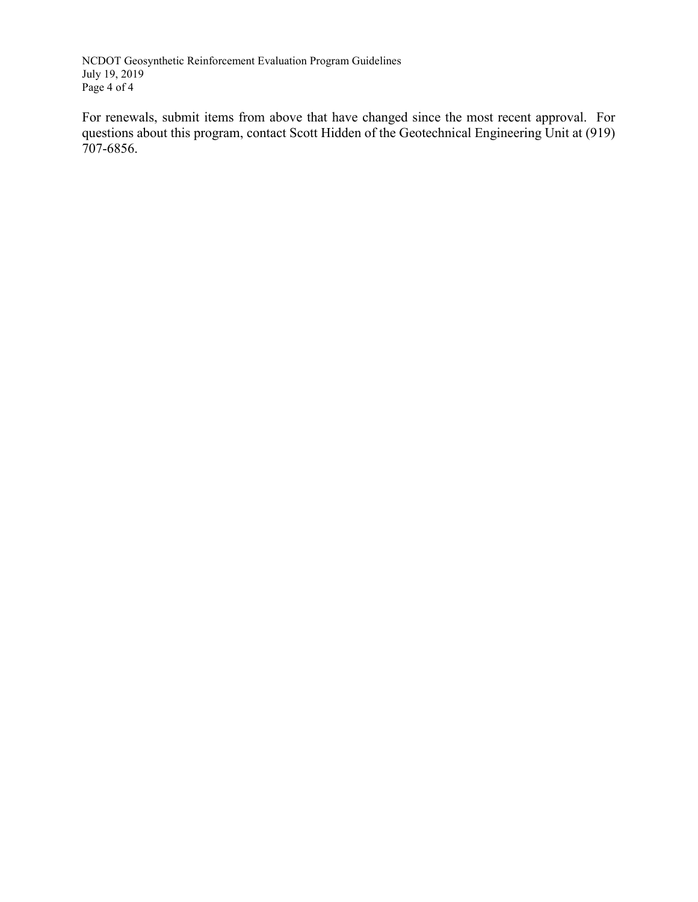For renewals, submit items from above that have changed since the most recent approval. For questions about this program, contact Scott Hidden of the Geotechnical Engineering Unit at (919) 707-6856.